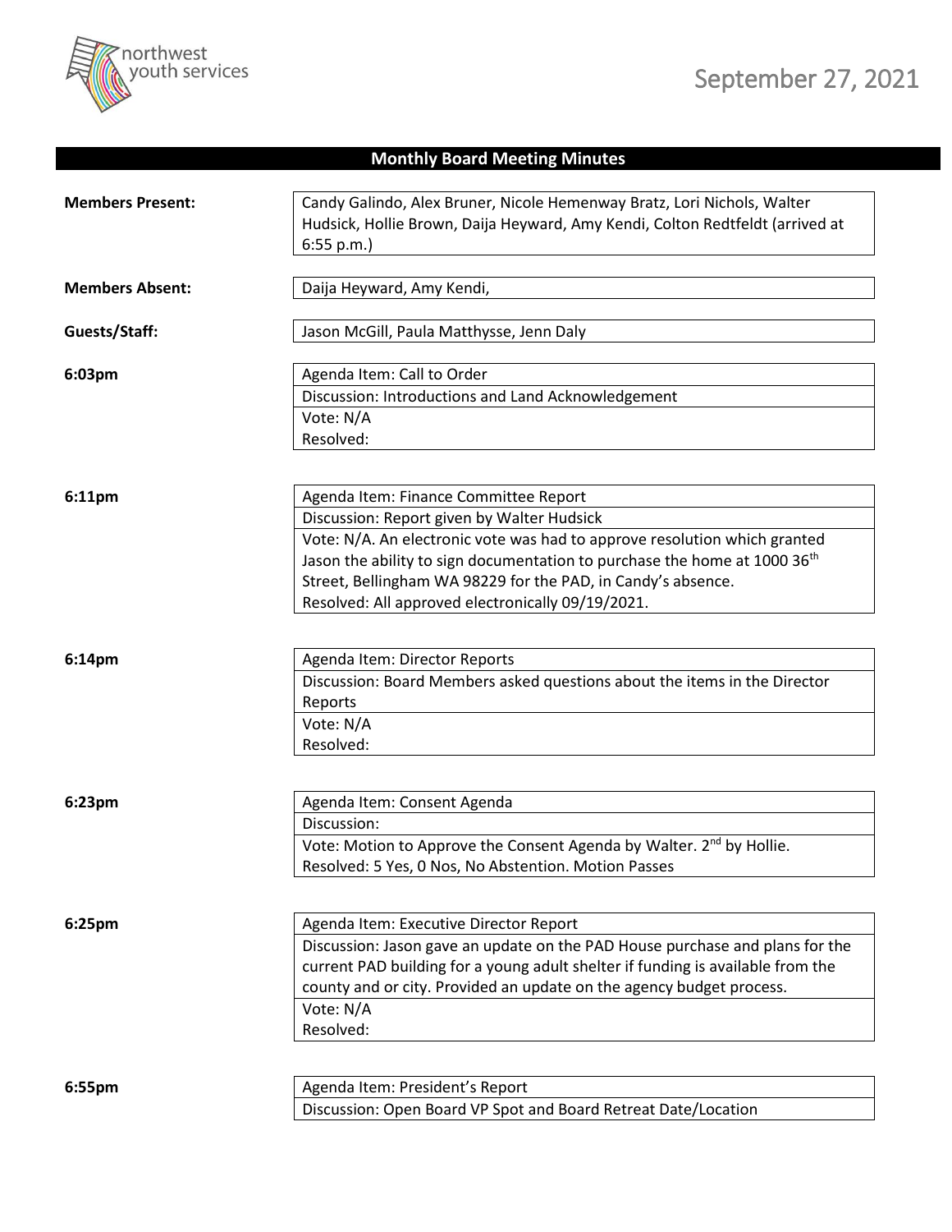September 27, 2021

## Monthly Board Meeting Minutes

**Members Present:** Candy Galindo, Alex Bruner, Nicole Hemenway Bratz, Lori Nichols, Walter Hudsick, Hollie Brown, Daija Heyward, Amy Kendi, Colton Redtfeldt (arrived at 6:55 p.m.)

**Members Absent:** Daija Heyward, Amy Kendi,

**Guests/Staff:** Jason McGill, Paula Matthysse, Jenn Daly

**6:03pm**

Agenda Item: Call to Order
Discussion: Introductions and Land Acknowledgement
Vote: N/A
Resolved:

**6:11pm**

Agenda Item: Finance Committee Report
Discussion: Report given by Walter Hudsick
Vote: N/A. An electronic vote was had to approve resolution which granted Jason the ability to sign documentation to purchase the home at 1000 36th Street, Bellingham WA 98229 for the PAD, in Candy's absence.
Resolved: All approved electronically 09/19/2021.

**6:14pm**

Agenda Item: Director Reports
Discussion: Board Members asked questions about the items in the Director Reports
Vote: N/A
Resolved:

**6:23pm**

Agenda Item: Consent Agenda
Discussion:
Vote: Motion to Approve the Consent Agenda by Walter. 2nd by Hollie.
Resolved: 5 Yes, 0 Nos, No Abstention. Motion Passes

**6:25pm**

Agenda Item: Executive Director Report
Discussion: Jason gave an update on the PAD House purchase and plans for the current PAD building for a young adult shelter if funding is available from the county and or city. Provided an update on the agency budget process.
Vote: N/A
Resolved:

**6:55pm**

Agenda Item: President's Report
Discussion: Open Board VP Spot and Board Retreat Date/Location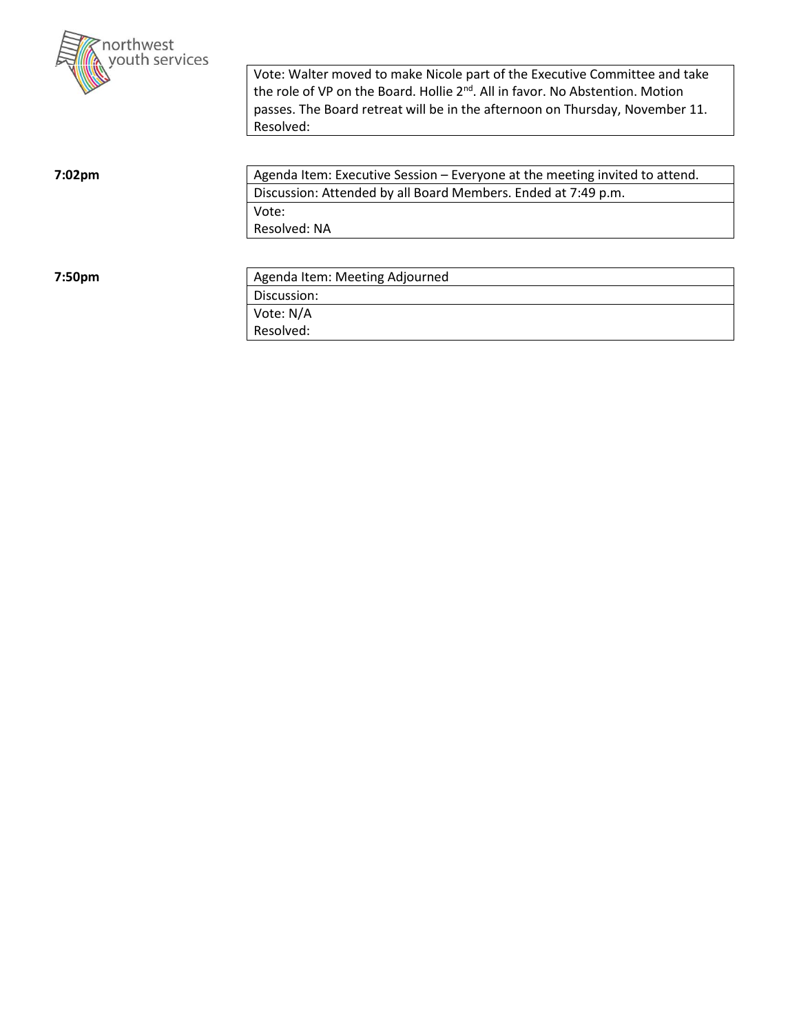Vote: Walter moved to make Nicole part of the Executive Committee and take the role of VP on the Board. Hollie 2nd. All in favor. No Abstention. Motion passes. The Board retreat will be in the afternoon on Thursday, November 11.
Resolved:

**7:02pm**

| |
|---|
| Agenda Item: Executive Session – Everyone at the meeting invited to attend. |
| Discussion: Attended by all Board Members. Ended at 7:49 p.m. |
| Vote:<br>Resolved: NA |

**7:50pm**

| |
|---|
| Agenda Item: Meeting Adjourned |
| Discussion: |
| Vote: N/A<br>Resolved: |